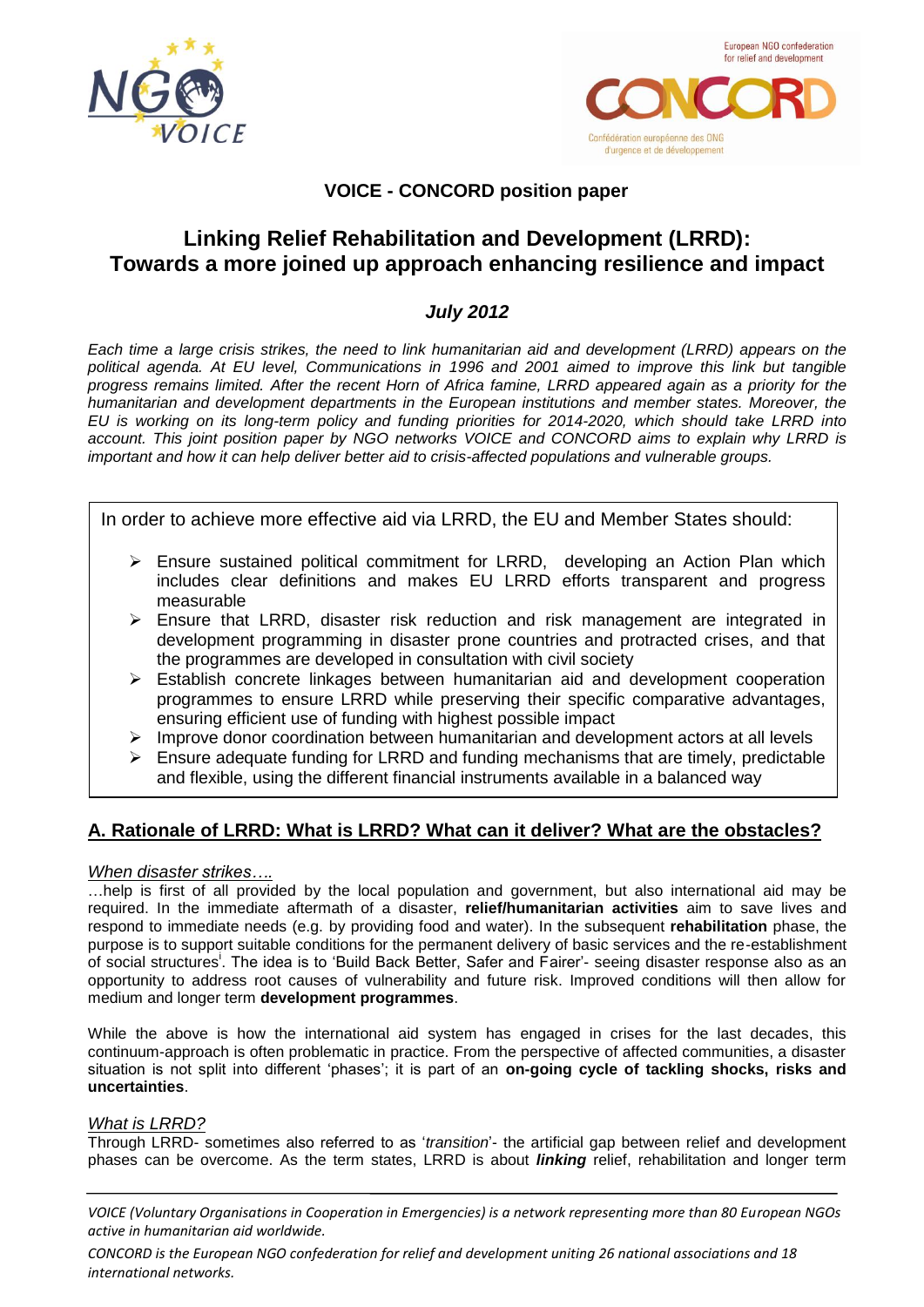**VOICE - CONCORD position paper**

# Linking Relief Rehabilitation and Development (LRRD): Towards a more joined up approach enhancing resilience and impact

***July 2012***

*Each time a large crisis strikes, the need to link humanitarian aid and development (LRRD) appears on the political agenda. At EU level, Communications in 1996 and 2001 aimed to improve this link but tangible progress remains limited. After the recent Horn of Africa famine, LRRD appeared again as a priority for the humanitarian and development departments in the European institutions and member states. Moreover, the EU is working on its long-term policy and funding priorities for 2014-2020, which should take LRRD into account. This joint position paper by NGO networks VOICE and CONCORD aims to explain why LRRD is important and how it can help deliver better aid to crisis-affected populations and vulnerable groups.*

In order to achieve more effective aid via LRRD, the EU and Member States should:

- Ensure sustained political commitment for LRRD, developing an Action Plan which includes clear definitions and makes EU LRRD efforts transparent and progress measurable
- Ensure that LRRD, disaster risk reduction and risk management are integrated in development programming in disaster prone countries and protracted crises, and that the programmes are developed in consultation with civil society
- Establish concrete linkages between humanitarian aid and development cooperation programmes to ensure LRRD while preserving their specific comparative advantages, ensuring efficient use of funding with highest possible impact
- Improve donor coordination between humanitarian and development actors at all levels
- Ensure adequate funding for LRRD and funding mechanisms that are timely, predictable and flexible, using the different financial instruments available in a balanced way

## A. Rationale of LRRD: What is LRRD? What can it deliver? What are the obstacles?

### *When disaster strikes….*

…help is first of all provided by the local population and government, but also international aid may be required. In the immediate aftermath of a disaster, **relief/humanitarian activities** aim to save lives and respond to immediate needs (e.g. by providing food and water). In the subsequent **rehabilitation** phase, the purpose is to support suitable conditions for the permanent delivery of basic services and the re-establishment of social structures[i]. The idea is to 'Build Back Better, Safer and Fairer'- seeing disaster response also as an opportunity to address root causes of vulnerability and future risk. Improved conditions will then allow for medium and longer term **development programmes**.

While the above is how the international aid system has engaged in crises for the last decades, this continuum-approach is often problematic in practice. From the perspective of affected communities, a disaster situation is not split into different 'phases'; it is part of an **on-going cycle of tackling shocks, risks and uncertainties**.

### *What is LRRD?*

Through LRRD- sometimes also referred to as '*transition*'- the artificial gap between relief and development phases can be overcome. As the term states, LRRD is about ***linking*** relief, rehabilitation and longer term

---

*VOICE (Voluntary Organisations in Cooperation in Emergencies) is a network representing more than 80 European NGOs active in humanitarian aid worldwide.*

*CONCORD is the European NGO confederation for relief and development uniting 26 national associations and 18 international networks.*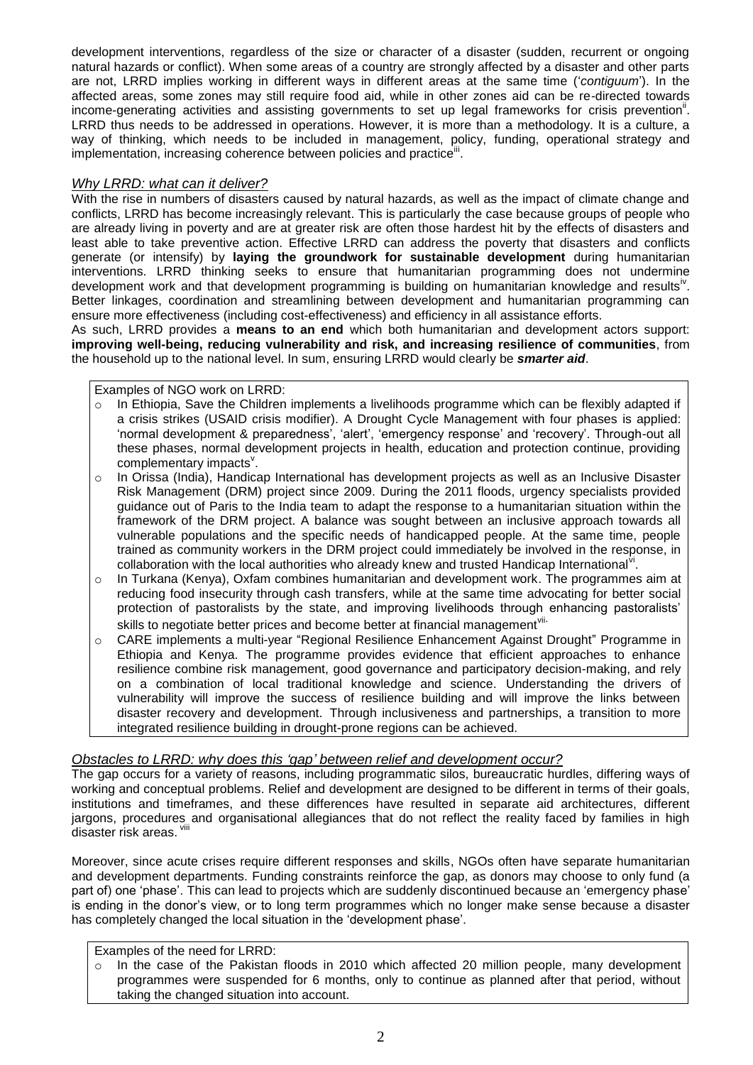development interventions, regardless of the size or character of a disaster (sudden, recurrent or ongoing natural hazards or conflict). When some areas of a country are strongly affected by a disaster and other parts are not, LRRD implies working in different ways in different areas at the same time ('*contiguum*'). In the affected areas, some zones may still require food aid, while in other zones aid can be re-directed towards income-generating activities and assisting governments to set up legal frameworks for crisis prevention[ii]. LRRD thus needs to be addressed in operations. However, it is more than a methodology. It is a culture, a way of thinking, which needs to be included in management, policy, funding, operational strategy and implementation, increasing coherence between policies and practice[iii].

### *Why LRRD: what can it deliver?*

With the rise in numbers of disasters caused by natural hazards, as well as the impact of climate change and conflicts, LRRD has become increasingly relevant. This is particularly the case because groups of people who are already living in poverty and are at greater risk are often those hardest hit by the effects of disasters and least able to take preventive action. Effective LRRD can address the poverty that disasters and conflicts generate (or intensify) by **laying the groundwork for sustainable development** during humanitarian interventions. LRRD thinking seeks to ensure that humanitarian programming does not undermine development work and that development programming is building on humanitarian knowledge and results[iv]. Better linkages, coordination and streamlining between development and humanitarian programming can ensure more effectiveness (including cost-effectiveness) and efficiency in all assistance efforts.

As such, LRRD provides a **means to an end** which both humanitarian and development actors support: **improving well-being, reducing vulnerability and risk, and increasing resilience of communities**, from the household up to the national level. In sum, ensuring LRRD would clearly be ***smarter aid***.

Examples of NGO work on LRRD:

- In Ethiopia, Save the Children implements a livelihoods programme which can be flexibly adapted if a crisis strikes (USAID crisis modifier). A Drought Cycle Management with four phases is applied: 'normal development & preparedness', 'alert', 'emergency response' and 'recovery'. Through-out all these phases, normal development projects in health, education and protection continue, providing complementary impacts[v].
- In Orissa (India), Handicap International has development projects as well as an Inclusive Disaster Risk Management (DRM) project since 2009. During the 2011 floods, urgency specialists provided guidance out of Paris to the India team to adapt the response to a humanitarian situation within the framework of the DRM project. A balance was sought between an inclusive approach towards all vulnerable populations and the specific needs of handicapped people. At the same time, people trained as community workers in the DRM project could immediately be involved in the response, in collaboration with the local authorities who already knew and trusted Handicap International[vi].
- In Turkana (Kenya), Oxfam combines humanitarian and development work. The programmes aim at reducing food insecurity through cash transfers, while at the same time advocating for better social protection of pastoralists by the state, and improving livelihoods through enhancing pastoralists' skills to negotiate better prices and become better at financial management[vii].
- CARE implements a multi-year "Regional Resilience Enhancement Against Drought" Programme in Ethiopia and Kenya. The programme provides evidence that efficient approaches to enhance resilience combine risk management, good governance and participatory decision-making, and rely on a combination of local traditional knowledge and science. Understanding the drivers of vulnerability will improve the success of resilience building and will improve the links between disaster recovery and development. Through inclusiveness and partnerships, a transition to more integrated resilience building in drought-prone regions can be achieved.

### *Obstacles to LRRD: why does this 'gap' between relief and development occur?*

The gap occurs for a variety of reasons, including programmatic silos, bureaucratic hurdles, differing ways of working and conceptual problems. Relief and development are designed to be different in terms of their goals, institutions and timeframes, and these differences have resulted in separate aid architectures, different jargons, procedures and organisational allegiances that do not reflect the reality faced by families in high disaster risk areas.[viii]

Moreover, since acute crises require different responses and skills, NGOs often have separate humanitarian and development departments. Funding constraints reinforce the gap, as donors may choose to only fund (a part of) one 'phase'. This can lead to projects which are suddenly discontinued because an 'emergency phase' is ending in the donor's view, or to long term programmes which no longer make sense because a disaster has completely changed the local situation in the 'development phase'.

Examples of the need for LRRD:

- In the case of the Pakistan floods in 2010 which affected 20 million people, many development programmes were suspended for 6 months, only to continue as planned after that period, without taking the changed situation into account.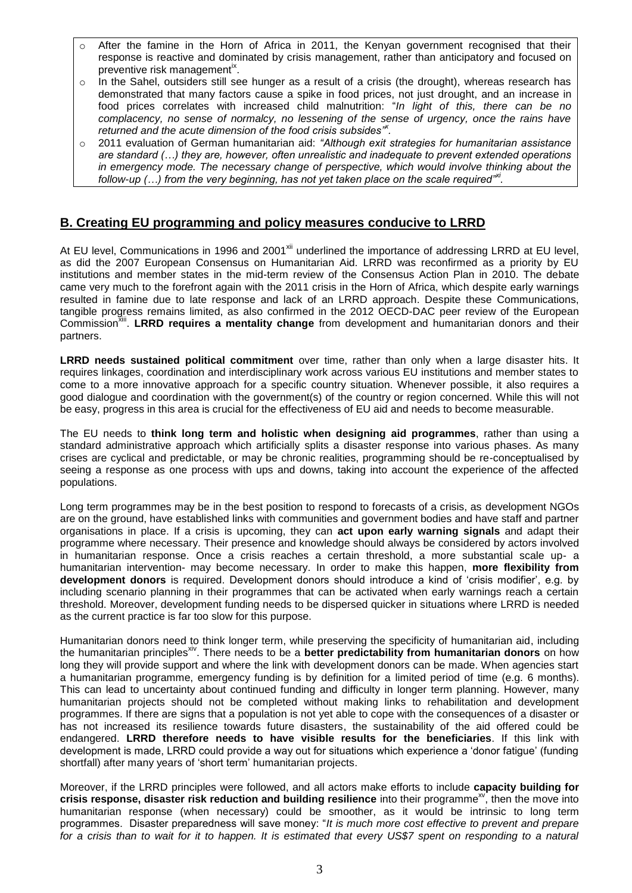- After the famine in the Horn of Africa in 2011, the Kenyan government recognised that their response is reactive and dominated by crisis management, rather than anticipatory and focused on preventive risk management[ix].
- In the Sahel, outsiders still see hunger as a result of a crisis (the drought), whereas research has demonstrated that many factors cause a spike in food prices, not just drought, and an increase in food prices correlates with increased child malnutrition: "*In light of this, there can be no complacency, no sense of normalcy, no lessening of the sense of urgency, once the rains have returned and the acute dimension of the food crisis subsides*"[x].
- 2011 evaluation of German humanitarian aid: *"Although exit strategies for humanitarian assistance are standard (…) they are, however, often unrealistic and inadequate to prevent extended operations in emergency mode. The necessary change of perspective, which would involve thinking about the follow-up (…) from the very beginning, has not yet taken place on the scale required"*[xi].

## B. Creating EU programming and policy measures conducive to LRRD

At EU level, Communications in 1996 and 2001[xii] underlined the importance of addressing LRRD at EU level, as did the 2007 European Consensus on Humanitarian Aid. LRRD was reconfirmed as a priority by EU institutions and member states in the mid-term review of the Consensus Action Plan in 2010. The debate came very much to the forefront again with the 2011 crisis in the Horn of Africa, which despite early warnings resulted in famine due to late response and lack of an LRRD approach. Despite these Communications, tangible progress remains limited, as also confirmed in the 2012 OECD-DAC peer review of the European Commission[xiii]. **LRRD requires a mentality change** from development and humanitarian donors and their partners.

**LRRD needs sustained political commitment** over time, rather than only when a large disaster hits. It requires linkages, coordination and interdisciplinary work across various EU institutions and member states to come to a more innovative approach for a specific country situation. Whenever possible, it also requires a good dialogue and coordination with the government(s) of the country or region concerned. While this will not be easy, progress in this area is crucial for the effectiveness of EU aid and needs to become measurable.

The EU needs to **think long term and holistic when designing aid programmes**, rather than using a standard administrative approach which artificially splits a disaster response into various phases. As many crises are cyclical and predictable, or may be chronic realities, programming should be re-conceptualised by seeing a response as one process with ups and downs, taking into account the experience of the affected populations.

Long term programmes may be in the best position to respond to forecasts of a crisis, as development NGOs are on the ground, have established links with communities and government bodies and have staff and partner organisations in place. If a crisis is upcoming, they can **act upon early warning signals** and adapt their programme where necessary. Their presence and knowledge should always be considered by actors involved in humanitarian response. Once a crisis reaches a certain threshold, a more substantial scale up- a humanitarian intervention- may become necessary. In order to make this happen, **more flexibility from development donors** is required. Development donors should introduce a kind of 'crisis modifier', e.g. by including scenario planning in their programmes that can be activated when early warnings reach a certain threshold. Moreover, development funding needs to be dispersed quicker in situations where LRRD is needed as the current practice is far too slow for this purpose.

Humanitarian donors need to think longer term, while preserving the specificity of humanitarian aid, including the humanitarian principles[xiv]. There needs to be a **better predictability from humanitarian donors** on how long they will provide support and where the link with development donors can be made. When agencies start a humanitarian programme, emergency funding is by definition for a limited period of time (e.g. 6 months). This can lead to uncertainty about continued funding and difficulty in longer term planning. However, many humanitarian projects should not be completed without making links to rehabilitation and development programmes. If there are signs that a population is not yet able to cope with the consequences of a disaster or has not increased its resilience towards future disasters, the sustainability of the aid offered could be endangered. **LRRD therefore needs to have visible results for the beneficiaries**. If this link with development is made, LRRD could provide a way out for situations which experience a 'donor fatigue' (funding shortfall) after many years of 'short term' humanitarian projects.

Moreover, if the LRRD principles were followed, and all actors make efforts to include **capacity building for crisis response, disaster risk reduction and building resilience** into their programme[xv], then the move into humanitarian response (when necessary) could be smoother, as it would be intrinsic to long term programmes. Disaster preparedness will save money: "*It is much more cost effective to prevent and prepare for a crisis than to wait for it to happen. It is estimated that every US$7 spent on responding to a natural*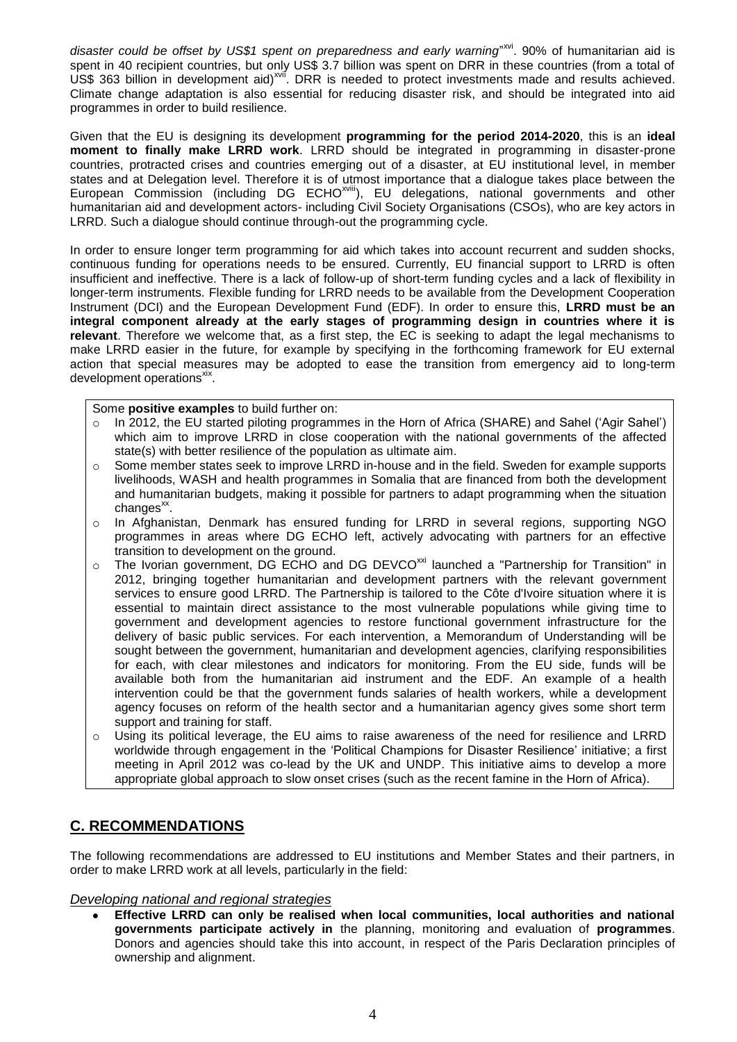*disaster could be offset by US$1 spent on preparedness and early warning*"[xvi]. 90% of humanitarian aid is spent in 40 recipient countries, but only US$ 3.7 billion was spent on DRR in these countries (from a total of US$ 363 billion in development aid)[xvii]. DRR is needed to protect investments made and results achieved. Climate change adaptation is also essential for reducing disaster risk, and should be integrated into aid programmes in order to build resilience.

Given that the EU is designing its development **programming for the period 2014-2020**, this is an **ideal moment to finally make LRRD work**. LRRD should be integrated in programming in disaster-prone countries, protracted crises and countries emerging out of a disaster, at EU institutional level, in member states and at Delegation level. Therefore it is of utmost importance that a dialogue takes place between the European Commission (including DG ECHO[xviii]), EU delegations, national governments and other humanitarian aid and development actors- including Civil Society Organisations (CSOs), who are key actors in LRRD. Such a dialogue should continue through-out the programming cycle.

In order to ensure longer term programming for aid which takes into account recurrent and sudden shocks, continuous funding for operations needs to be ensured. Currently, EU financial support to LRRD is often insufficient and ineffective. There is a lack of follow-up of short-term funding cycles and a lack of flexibility in longer-term instruments. Flexible funding for LRRD needs to be available from the Development Cooperation Instrument (DCI) and the European Development Fund (EDF). In order to ensure this, **LRRD must be an integral component already at the early stages of programming design in countries where it is relevant**. Therefore we welcome that, as a first step, the EC is seeking to adapt the legal mechanisms to make LRRD easier in the future, for example by specifying in the forthcoming framework for EU external action that special measures may be adopted to ease the transition from emergency aid to long-term development operations[xix].

Some **positive examples** to build further on:

- In 2012, the EU started piloting programmes in the Horn of Africa (SHARE) and Sahel ('Agir Sahel') which aim to improve LRRD in close cooperation with the national governments of the affected state(s) with better resilience of the population as ultimate aim.
- Some member states seek to improve LRRD in-house and in the field. Sweden for example supports livelihoods, WASH and health programmes in Somalia that are financed from both the development and humanitarian budgets, making it possible for partners to adapt programming when the situation changes[xx].
- In Afghanistan, Denmark has ensured funding for LRRD in several regions, supporting NGO programmes in areas where DG ECHO left, actively advocating with partners for an effective transition to development on the ground.
- The Ivorian government, DG ECHO and DG DEVCO[xxi] launched a "Partnership for Transition" in 2012, bringing together humanitarian and development partners with the relevant government services to ensure good LRRD. The Partnership is tailored to the Côte d'Ivoire situation where it is essential to maintain direct assistance to the most vulnerable populations while giving time to government and development agencies to restore functional government infrastructure for the delivery of basic public services. For each intervention, a Memorandum of Understanding will be sought between the government, humanitarian and development agencies, clarifying responsibilities for each, with clear milestones and indicators for monitoring. From the EU side, funds will be available both from the humanitarian aid instrument and the EDF. An example of a health intervention could be that the government funds salaries of health workers, while a development agency focuses on reform of the health sector and a humanitarian agency gives some short term support and training for staff.
- Using its political leverage, the EU aims to raise awareness of the need for resilience and LRRD worldwide through engagement in the 'Political Champions for Disaster Resilience' initiative; a first meeting in April 2012 was co-lead by the UK and UNDP. This initiative aims to develop a more appropriate global approach to slow onset crises (such as the recent famine in the Horn of Africa).

## C. RECOMMENDATIONS

The following recommendations are addressed to EU institutions and Member States and their partners, in order to make LRRD work at all levels, particularly in the field:

*Developing national and regional strategies*

- **Effective LRRD can only be realised when local communities, local authorities and national governments participate actively in** the planning, monitoring and evaluation of **programmes**. Donors and agencies should take this into account, in respect of the Paris Declaration principles of ownership and alignment.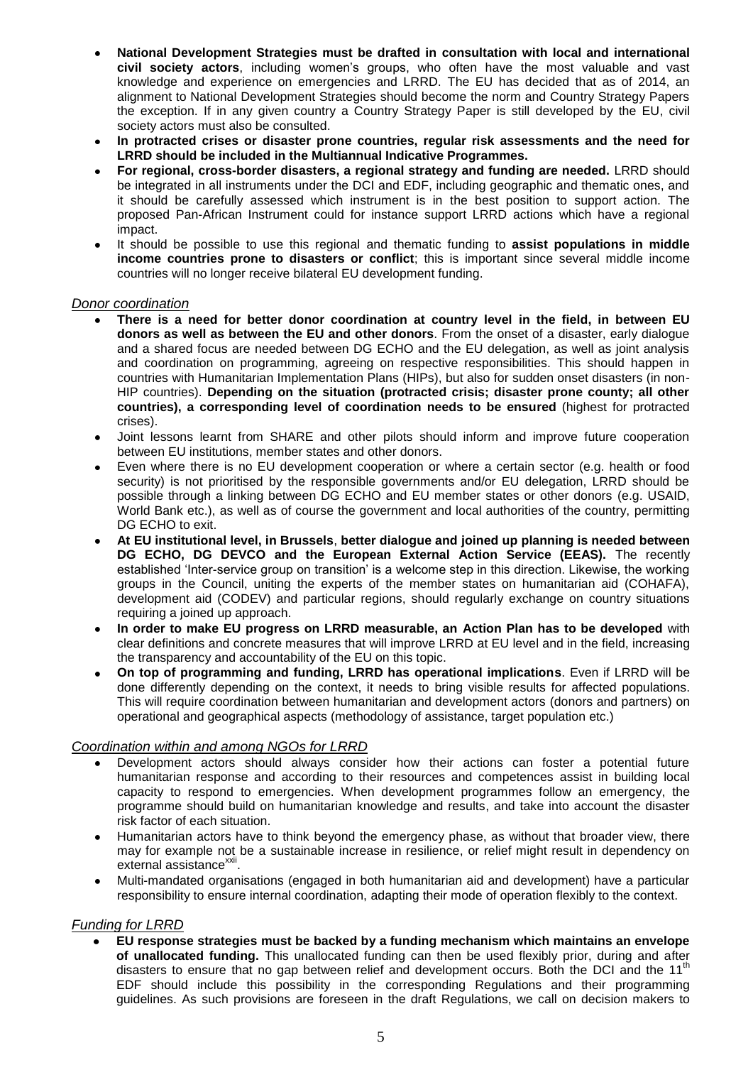- **National Development Strategies must be drafted in consultation with local and international civil society actors**, including women's groups, who often have the most valuable and vast knowledge and experience on emergencies and LRRD. The EU has decided that as of 2014, an alignment to National Development Strategies should become the norm and Country Strategy Papers the exception. If in any given country a Country Strategy Paper is still developed by the EU, civil society actors must also be consulted.
- **In protracted crises or disaster prone countries, regular risk assessments and the need for LRRD should be included in the Multiannual Indicative Programmes.**
- **For regional, cross-border disasters, a regional strategy and funding are needed.** LRRD should be integrated in all instruments under the DCI and EDF, including geographic and thematic ones, and it should be carefully assessed which instrument is in the best position to support action. The proposed Pan-African Instrument could for instance support LRRD actions which have a regional impact.
- It should be possible to use this regional and thematic funding to **assist populations in middle income countries prone to disasters or conflict**; this is important since several middle income countries will no longer receive bilateral EU development funding.

### *Donor coordination*

- **There is a need for better donor coordination at country level in the field, in between EU donors as well as between the EU and other donors**. From the onset of a disaster, early dialogue and a shared focus are needed between DG ECHO and the EU delegation, as well as joint analysis and coordination on programming, agreeing on respective responsibilities. This should happen in countries with Humanitarian Implementation Plans (HIPs), but also for sudden onset disasters (in non-HIP countries). **Depending on the situation (protracted crisis; disaster prone county; all other countries), a corresponding level of coordination needs to be ensured** (highest for protracted crises).
- Joint lessons learnt from SHARE and other pilots should inform and improve future cooperation between EU institutions, member states and other donors.
- Even where there is no EU development cooperation or where a certain sector (e.g. health or food security) is not prioritised by the responsible governments and/or EU delegation, LRRD should be possible through a linking between DG ECHO and EU member states or other donors (e.g. USAID, World Bank etc.), as well as of course the government and local authorities of the country, permitting DG ECHO to exit.
- **At EU institutional level, in Brussels**, **better dialogue and joined up planning is needed between DG ECHO, DG DEVCO and the European External Action Service (EEAS).** The recently established 'Inter-service group on transition' is a welcome step in this direction. Likewise, the working groups in the Council, uniting the experts of the member states on humanitarian aid (COHAFA), development aid (CODEV) and particular regions, should regularly exchange on country situations requiring a joined up approach.
- **In order to make EU progress on LRRD measurable, an Action Plan has to be developed** with clear definitions and concrete measures that will improve LRRD at EU level and in the field, increasing the transparency and accountability of the EU on this topic.
- **On top of programming and funding, LRRD has operational implications**. Even if LRRD will be done differently depending on the context, it needs to bring visible results for affected populations. This will require coordination between humanitarian and development actors (donors and partners) on operational and geographical aspects (methodology of assistance, target population etc.)

### *Coordination within and among NGOs for LRRD*

- Development actors should always consider how their actions can foster a potential future humanitarian response and according to their resources and competences assist in building local capacity to respond to emergencies. When development programmes follow an emergency, the programme should build on humanitarian knowledge and results, and take into account the disaster risk factor of each situation.
- Humanitarian actors have to think beyond the emergency phase, as without that broader view, there may for example not be a sustainable increase in resilience, or relief might result in dependency on external assistance[xxii].
- Multi-mandated organisations (engaged in both humanitarian aid and development) have a particular responsibility to ensure internal coordination, adapting their mode of operation flexibly to the context.

### *Funding for LRRD*

- **EU response strategies must be backed by a funding mechanism which maintains an envelope of unallocated funding.** This unallocated funding can then be used flexibly prior, during and after disasters to ensure that no gap between relief and development occurs. Both the DCI and the 11[th] EDF should include this possibility in the corresponding Regulations and their programming guidelines. As such provisions are foreseen in the draft Regulations, we call on decision makers to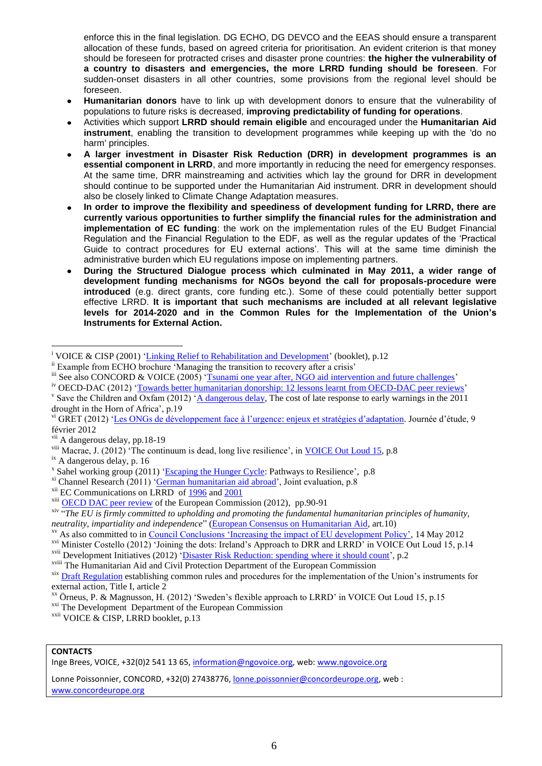enforce this in the final legislation. DG ECHO, DG DEVCO and the EEAS should ensure a transparent allocation of these funds, based on agreed criteria for prioritisation. An evident criterion is that money should be foreseen for protracted crises and disaster prone countries: **the higher the vulnerability of a country to disasters and emergencies, the more LRRD funding should be foreseen**. For sudden-onset disasters in all other countries, some provisions from the regional level should be foreseen.

- **Humanitarian donors** have to link up with development donors to ensure that the vulnerability of populations to future risks is decreased, **improving predictability of funding for operations**.
- Activities which support **LRRD should remain eligible** and encouraged under the **Humanitarian Aid instrument**, enabling the transition to development programmes while keeping up with the 'do no harm' principles.
- **A larger investment in Disaster Risk Reduction (DRR) in development programmes is an essential component in LRRD**, and more importantly in reducing the need for emergency responses. At the same time, DRR mainstreaming and activities which lay the ground for DRR in development should continue to be supported under the Humanitarian Aid instrument. DRR in development should also be closely linked to Climate Change Adaptation measures.
- **In order to improve the flexibility and speediness of development funding for LRRD, there are currently various opportunities to further simplify the financial rules for the administration and implementation of EC funding**: the work on the implementation rules of the EU Budget Financial Regulation and the Financial Regulation to the EDF, as well as the regular updates of the 'Practical Guide to contract procedures for EU external actions'. This will at the same time diminish the administrative burden which EU regulations impose on implementing partners.
- **During the Structured Dialogue process which culminated in May 2011, a wider range of development funding mechanisms for NGOs beyond the call for proposals-procedure were introduced** (e.g. direct grants, core funding etc.). Some of these could potentially better support effective LRRD. **It is important that such mechanisms are included at all relevant legislative levels for 2014-2020 and in the Common Rules for the Implementation of the Union's Instruments for External Action.**

---

[i] VOICE & CISP (2001) 'Linking Relief to Rehabilitation and Development' (booklet), p.12

[ii] Example from ECHO brochure 'Managing the transition to recovery after a crisis'

[iii] See also CONCORD & VOICE (2005) 'Tsunami one year after, NGO aid intervention and future challenges'

[iv] OECD-DAC (2012) 'Towards better humanitarian donorship: 12 lessons learnt from OECD-DAC peer reviews'

[v] Save the Children and Oxfam (2012) 'A dangerous delay, The cost of late response to early warnings in the 2011 drought in the Horn of Africa', p.19

[vi] GRET (2012) 'Les ONGs de développement face à l'urgence: enjeux et stratégies d'adaptation. Journée d'étude, 9 février 2012

[vii] A dangerous delay, pp.18-19

[viii] Macrae, J. (2012) 'The continuum is dead, long live resilience', in VOICE Out Loud 15, p.8

[ix] A dangerous delay, p. 16

[x] Sahel working group (2011) 'Escaping the Hunger Cycle: Pathways to Resilience', p.8

[xi] Channel Research (2011) 'German humanitarian aid abroad', Joint evaluation, p.8

[xii] EC Communications on LRRD of 1996 and 2001

[xiii] OECD DAC peer review of the European Commission (2012), pp.90-91

[xiv] "*The EU is firmly committed to upholding and promoting the fundamental humanitarian principles of humanity, neutrality, impartiality and independence*" (European Consensus on Humanitarian Aid, art.10)

[xv] As also committed to in Council Conclusions 'Increasing the impact of EU development Policy', 14 May 2012

[xvi] Minister Costello (2012) 'Joining the dots: Ireland's Approach to DRR and LRRD' in VOICE Out Loud 15, p.14

[xvii] Development Initiatives (2012) 'Disaster Risk Reduction: spending where it should count', p.2

[xviii] The Humanitarian Aid and Civil Protection Department of the European Commission

[xix] Draft Regulation establishing common rules and procedures for the implementation of the Union's instruments for external action, Title I, article 2

[xx] Örneus, P. & Magnusson, H. (2012) 'Sweden's flexible approach to LRRD' in VOICE Out Loud 15, p.15

[xxi] The Development Department of the European Commission

[xxii] VOICE & CISP, LRRD booklet, p.13

**CONTACTS**

Inge Brees, VOICE, +32(0)2 541 13 65, information@ngovoice.org, web: www.ngovoice.org

Lonne Poissonnier, CONCORD, +32(0) 27438776, lonne.poissonnier@concordeurope.org, web : www.concordeurope.org